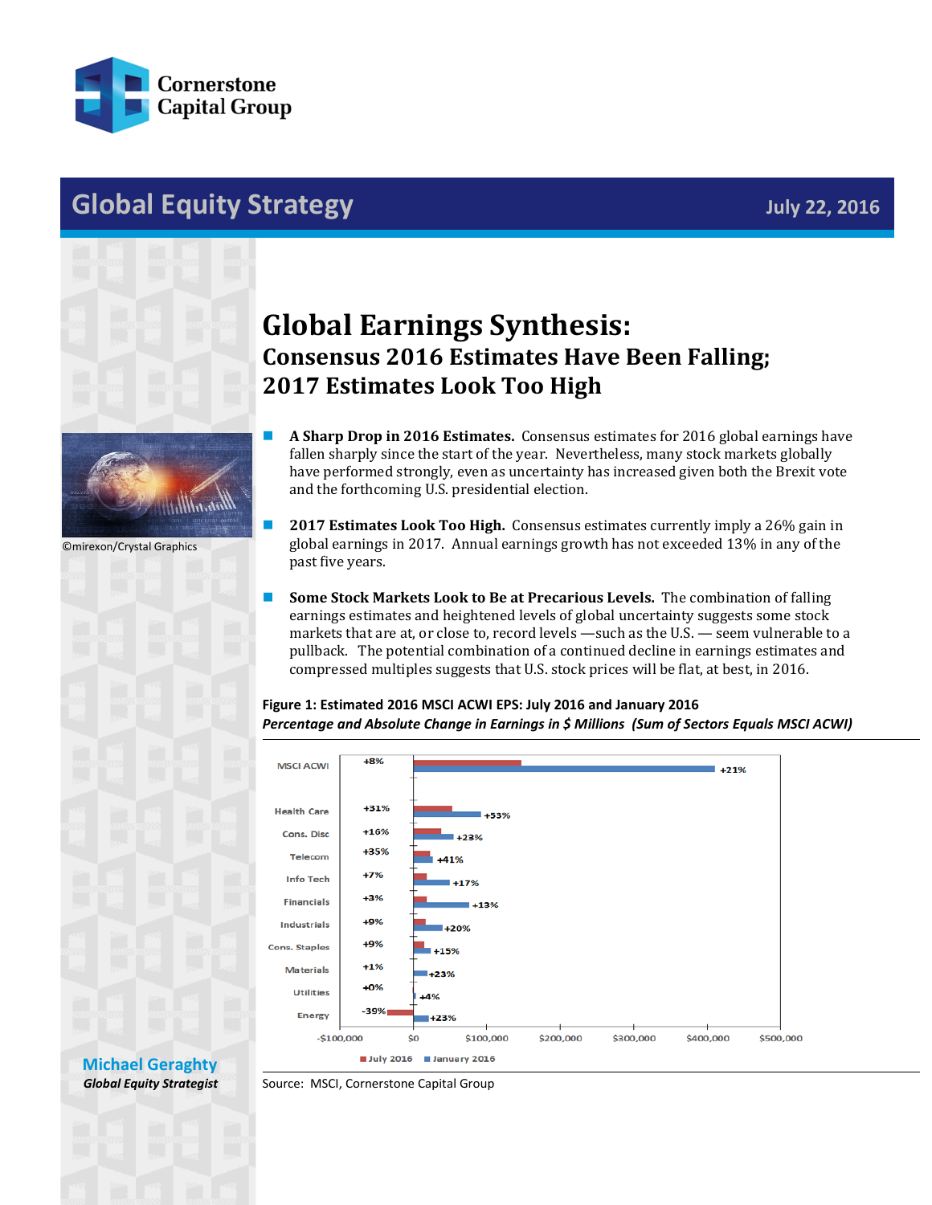Cornerstone Capital Group

# Global Equity Strategy

July 22, 2016

©mirexon/Crystal Graphics

# Global Earnings Synthesis:
## Consensus 2016 Estimates Have Been Falling; 2017 Estimates Look Too High

- **A Sharp Drop in 2016 Estimates.** Consensus estimates for 2016 global earnings have fallen sharply since the start of the year. Nevertheless, many stock markets globally have performed strongly, even as uncertainty has increased given both the Brexit vote and the forthcoming U.S. presidential election.
- **2017 Estimates Look Too High.** Consensus estimates currently imply a 26% gain in global earnings in 2017. Annual earnings growth has not exceeded 13% in any of the past five years.
- **Some Stock Markets Look to Be at Precarious Levels.** The combination of falling earnings estimates and heightened levels of global uncertainty suggests some stock markets that are at, or close to, record levels —such as the U.S. — seem vulnerable to a pullback. The potential combination of a continued decline in earnings estimates and compressed multiples suggests that U.S. stock prices will be flat, at best, in 2016.

**Figure 1: Estimated 2016 MSCI ACWI EPS: July 2016 and January 2016**
***Percentage and Absolute Change in Earnings in $ Millions (Sum of Sectors Equals MSCI ACWI)***

MSCI ACWI +8% +21%
Health Care +31% +53%
Cons. Disc +16% +23%
Telecom +35% +41%
Info Tech +7% +17%
Financials +3% +13%
Industrials +9% +20%
Cons. Staples +9% +15%
Materials +1% +23%
Utilities +0% +4%
Energy -39% +23%

-$100,000 $0 $100,000 $200,000 $300,000 $400,000 $500,000

July 2016 January 2016

Source: MSCI, Cornerstone Capital Group

**Michael Geraghty**
*Global Equity Strategist*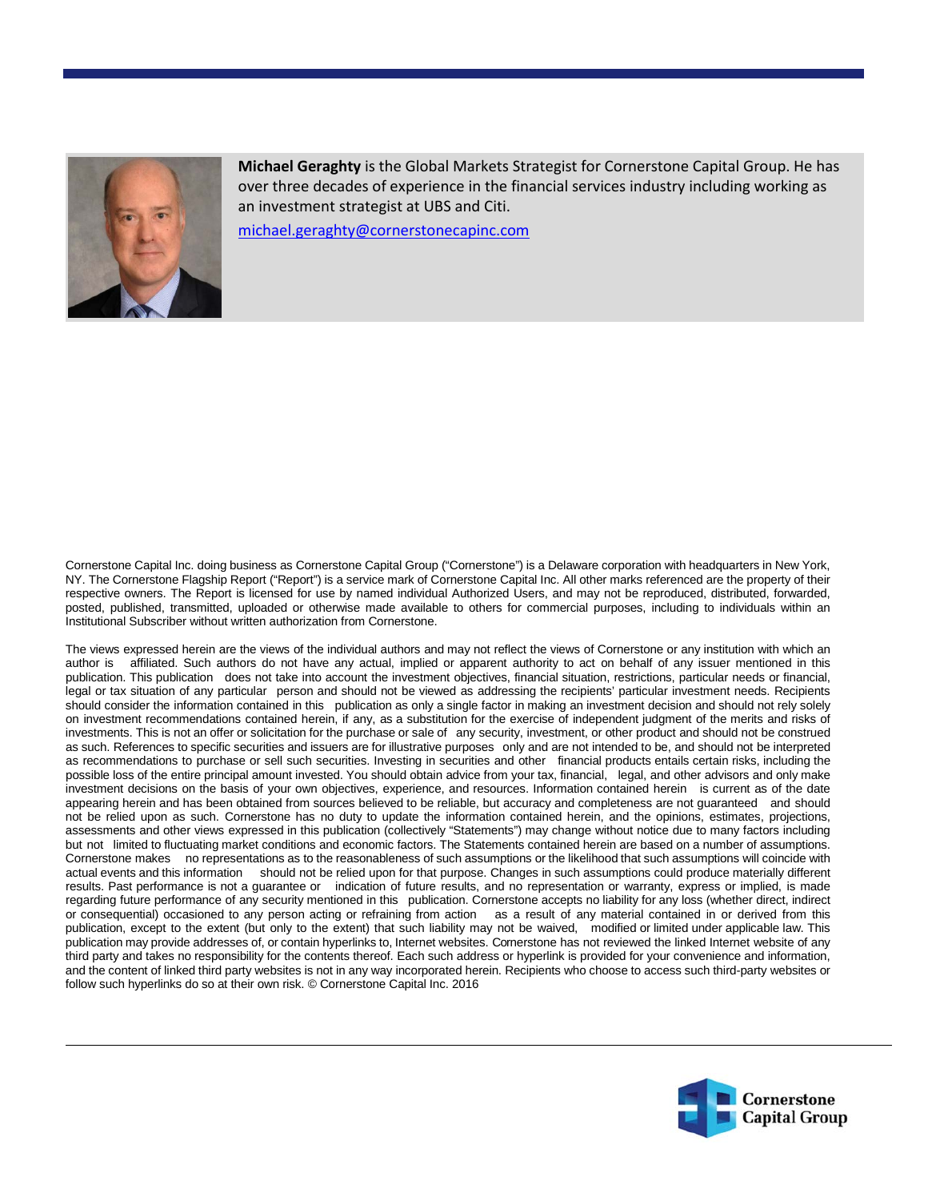**Michael Geraghty** is the Global Markets Strategist for Cornerstone Capital Group. He has over three decades of experience in the financial services industry including working as an investment strategist at UBS and Citi.

michael.geraghty@cornerstonecapinc.com

Cornerstone Capital Inc. doing business as Cornerstone Capital Group ("Cornerstone") is a Delaware corporation with headquarters in New York, NY. The Cornerstone Flagship Report ("Report") is a service mark of Cornerstone Capital Inc. All other marks referenced are the property of their respective owners. The Report is licensed for use by named individual Authorized Users, and may not be reproduced, distributed, forwarded, posted, published, transmitted, uploaded or otherwise made available to others for commercial purposes, including to individuals within an Institutional Subscriber without written authorization from Cornerstone.

The views expressed herein are the views of the individual authors and may not reflect the views of Cornerstone or any institution with which an author is affiliated. Such authors do not have any actual, implied or apparent authority to act on behalf of any issuer mentioned in this publication. This publication does not take into account the investment objectives, financial situation, restrictions, particular needs or financial, legal or tax situation of any particular person and should not be viewed as addressing the recipients' particular investment needs. Recipients should consider the information contained in this publication as only a single factor in making an investment decision and should not rely solely on investment recommendations contained herein, if any, as a substitution for the exercise of independent judgment of the merits and risks of investments. This is not an offer or solicitation for the purchase or sale of any security, investment, or other product and should not be construed as such. References to specific securities and issuers are for illustrative purposes only and are not intended to be, and should not be interpreted as recommendations to purchase or sell such securities. Investing in securities and other financial products entails certain risks, including the possible loss of the entire principal amount invested. You should obtain advice from your tax, financial, legal, and other advisors and only make investment decisions on the basis of your own objectives, experience, and resources. Information contained herein is current as of the date appearing herein and has been obtained from sources believed to be reliable, but accuracy and completeness are not guaranteed and should not be relied upon as such. Cornerstone has no duty to update the information contained herein, and the opinions, estimates, projections, assessments and other views expressed in this publication (collectively "Statements") may change without notice due to many factors including but not limited to fluctuating market conditions and economic factors. The Statements contained herein are based on a number of assumptions. Cornerstone makes no representations as to the reasonableness of such assumptions or the likelihood that such assumptions will coincide with actual events and this information should not be relied upon for that purpose. Changes in such assumptions could produce materially different results. Past performance is not a guarantee or indication of future results, and no representation or warranty, express or implied, is made regarding future performance of any security mentioned in this publication. Cornerstone accepts no liability for any loss (whether direct, indirect or consequential) occasioned to any person acting or refraining from action as a result of any material contained in or derived from this publication, except to the extent (but only to the extent) that such liability may not be waived, modified or limited under applicable law. This publication may provide addresses of, or contain hyperlinks to, Internet websites. Cornerstone has not reviewed the linked Internet website of any third party and takes no responsibility for the contents thereof. Each such address or hyperlink is provided for your convenience and information, and the content of linked third party websites is not in any way incorporated herein. Recipients who choose to access such third-party websites or follow such hyperlinks do so at their own risk. © Cornerstone Capital Inc. 2016

Cornerstone Capital Group